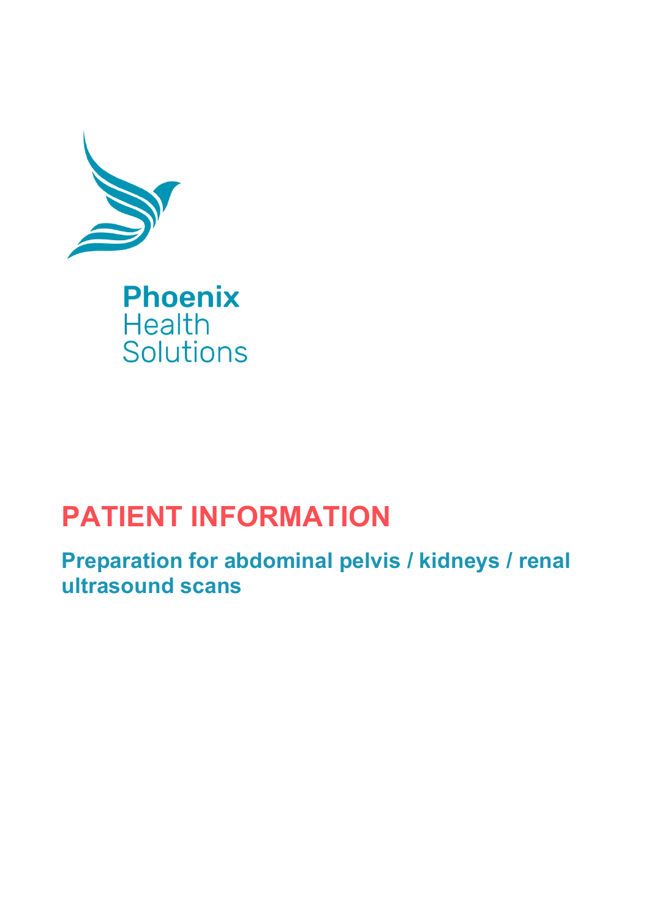Phoenix
Health
Solutions

# PATIENT INFORMATION

## Preparation for abdominal pelvis / kidneys / renal ultrasound scans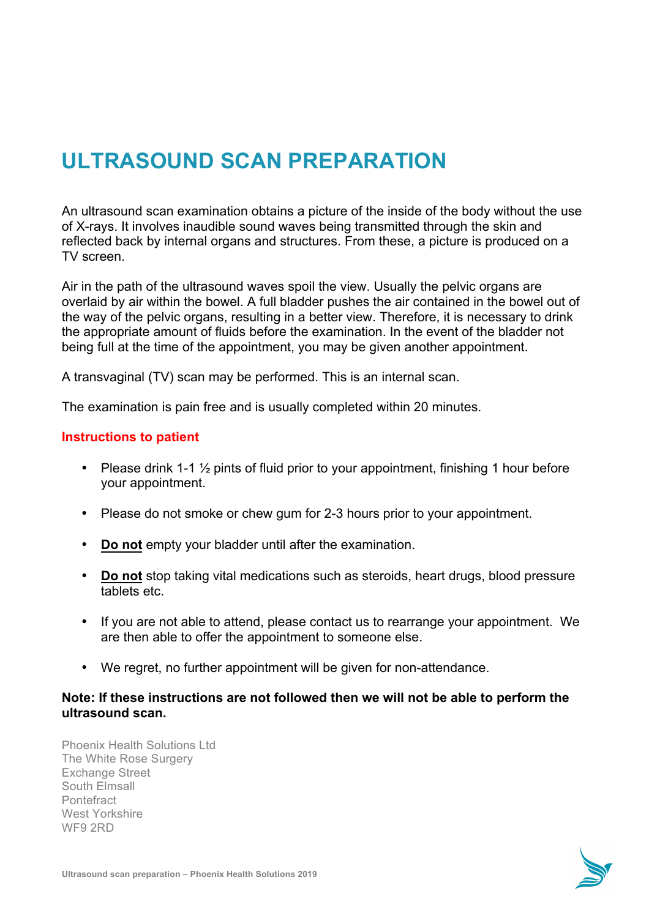# ULTRASOUND SCAN PREPARATION

An ultrasound scan examination obtains a picture of the inside of the body without the use of X-rays. It involves inaudible sound waves being transmitted through the skin and reflected back by internal organs and structures. From these, a picture is produced on a TV screen.

Air in the path of the ultrasound waves spoil the view. Usually the pelvic organs are overlaid by air within the bowel. A full bladder pushes the air contained in the bowel out of the way of the pelvic organs, resulting in a better view. Therefore, it is necessary to drink the appropriate amount of fluids before the examination. In the event of the bladder not being full at the time of the appointment, you may be given another appointment.

A transvaginal (TV) scan may be performed. This is an internal scan.

The examination is pain free and is usually completed within 20 minutes.

### Instructions to patient

- Please drink 1-1 ½ pints of fluid prior to your appointment, finishing 1 hour before your appointment.
- Please do not smoke or chew gum for 2-3 hours prior to your appointment.
- **Do not** empty your bladder until after the examination.
- **Do not** stop taking vital medications such as steroids, heart drugs, blood pressure tablets etc.
- If you are not able to attend, please contact us to rearrange your appointment. We are then able to offer the appointment to someone else.
- We regret, no further appointment will be given for non-attendance.

**Note: If these instructions are not followed then we will not be able to perform the ultrasound scan.**

Phoenix Health Solutions Ltd
The White Rose Surgery
Exchange Street
South Elmsall
Pontefract
West Yorkshire
WF9 2RD